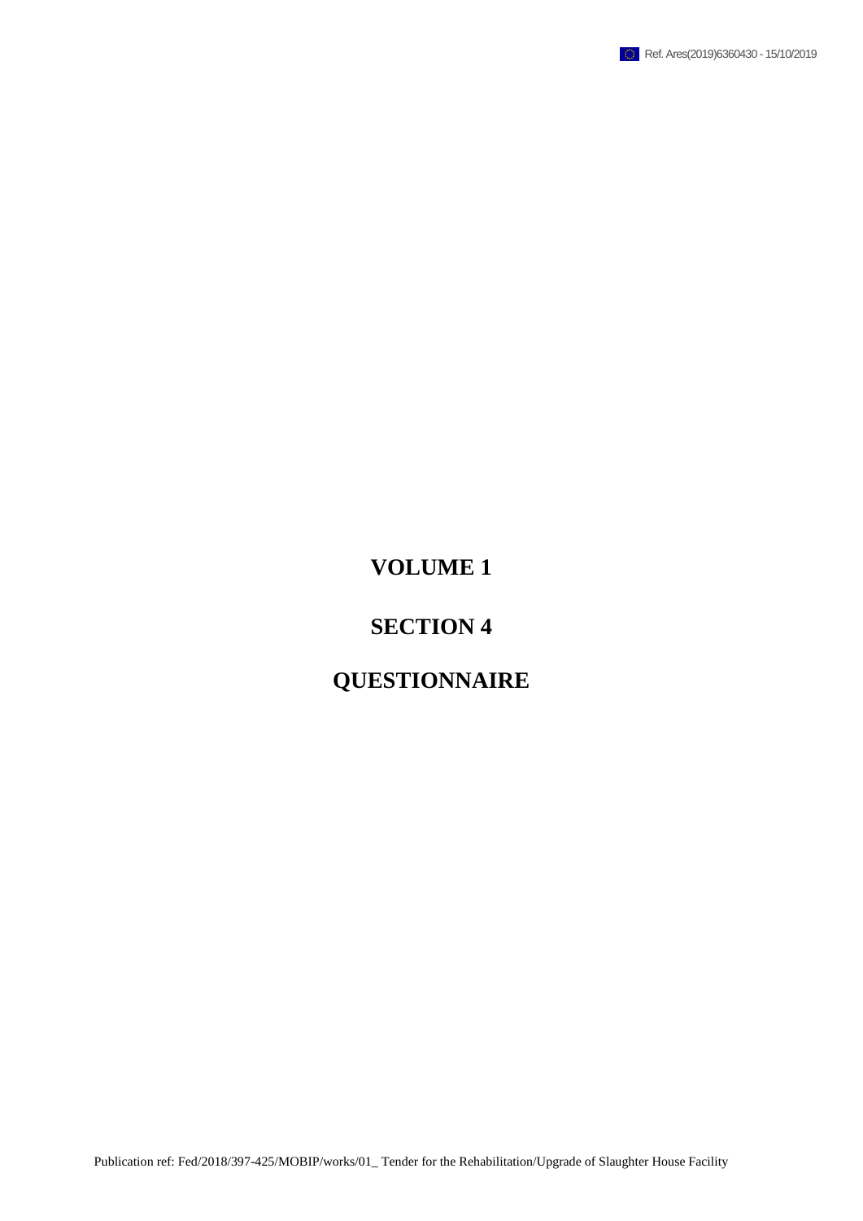# VOLUME 1

# SECTION 4

# QUESTIONNAIRE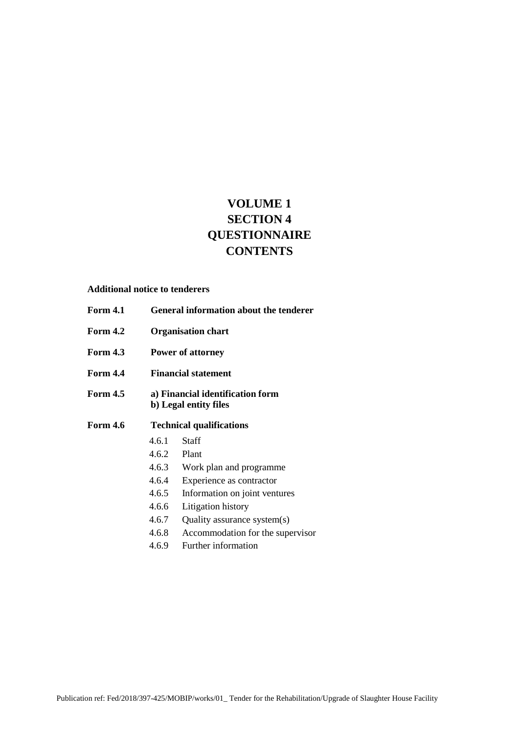# VOLUME 1
# SECTION 4
# QUESTIONNAIRE
# CONTENTS

**Additional notice to tenderers**

**Form 4.1 General information about the tenderer**

**Form 4.2 Organisation chart**

**Form 4.3 Power of attorney**

**Form 4.4 Financial statement**

**Form 4.5 a) Financial identification form**
**b) Legal entity files**

**Form 4.6 Technical qualifications**

- 4.6.1 Staff
- 4.6.2 Plant
- 4.6.3 Work plan and programme
- 4.6.4 Experience as contractor
- 4.6.5 Information on joint ventures
- 4.6.6 Litigation history
- 4.6.7 Quality assurance system(s)
- 4.6.8 Accommodation for the supervisor
- 4.6.9 Further information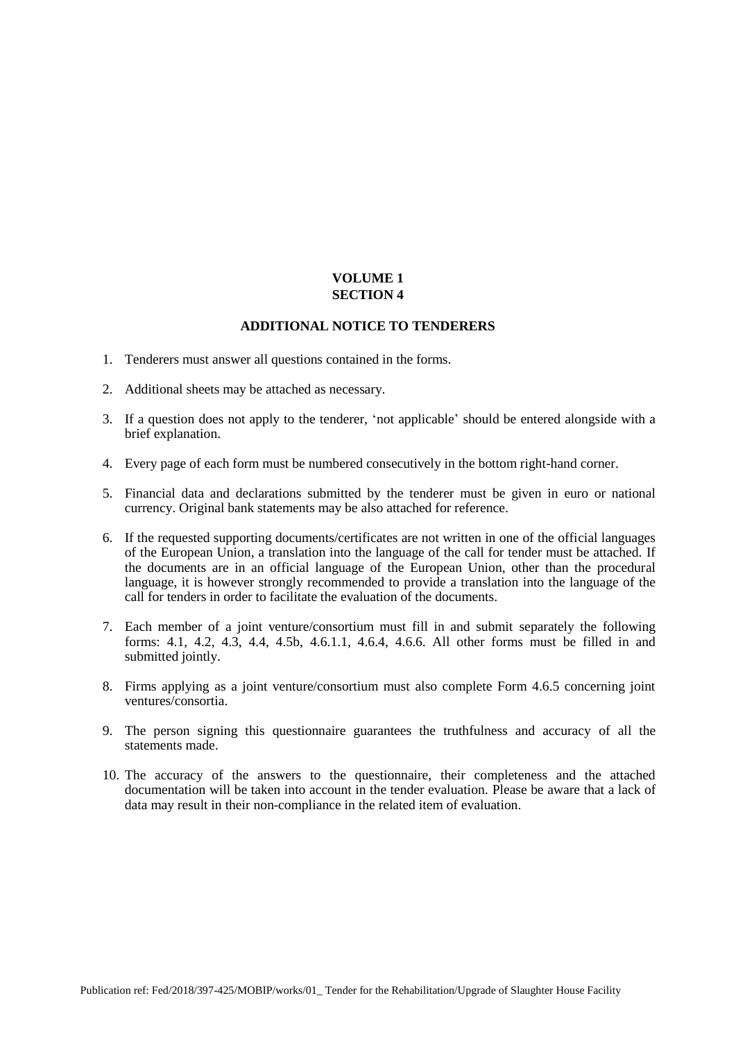**VOLUME 1**
**SECTION 4**

## ADDITIONAL NOTICE TO TENDERERS

1. Tenderers must answer all questions contained in the forms.
2. Additional sheets may be attached as necessary.
3. If a question does not apply to the tenderer, 'not applicable' should be entered alongside with a brief explanation.
4. Every page of each form must be numbered consecutively in the bottom right-hand corner.
5. Financial data and declarations submitted by the tenderer must be given in euro or national currency. Original bank statements may be also attached for reference.
6. If the requested supporting documents/certificates are not written in one of the official languages of the European Union, a translation into the language of the call for tender must be attached. If the documents are in an official language of the European Union, other than the procedural language, it is however strongly recommended to provide a translation into the language of the call for tenders in order to facilitate the evaluation of the documents.
7. Each member of a joint venture/consortium must fill in and submit separately the following forms: 4.1, 4.2, 4.3, 4.4, 4.5b, 4.6.1.1, 4.6.4, 4.6.6. All other forms must be filled in and submitted jointly.
8. Firms applying as a joint venture/consortium must also complete Form 4.6.5 concerning joint ventures/consortia.
9. The person signing this questionnaire guarantees the truthfulness and accuracy of all the statements made.
10. The accuracy of the answers to the questionnaire, their completeness and the attached documentation will be taken into account in the tender evaluation. Please be aware that a lack of data may result in their non-compliance in the related item of evaluation.